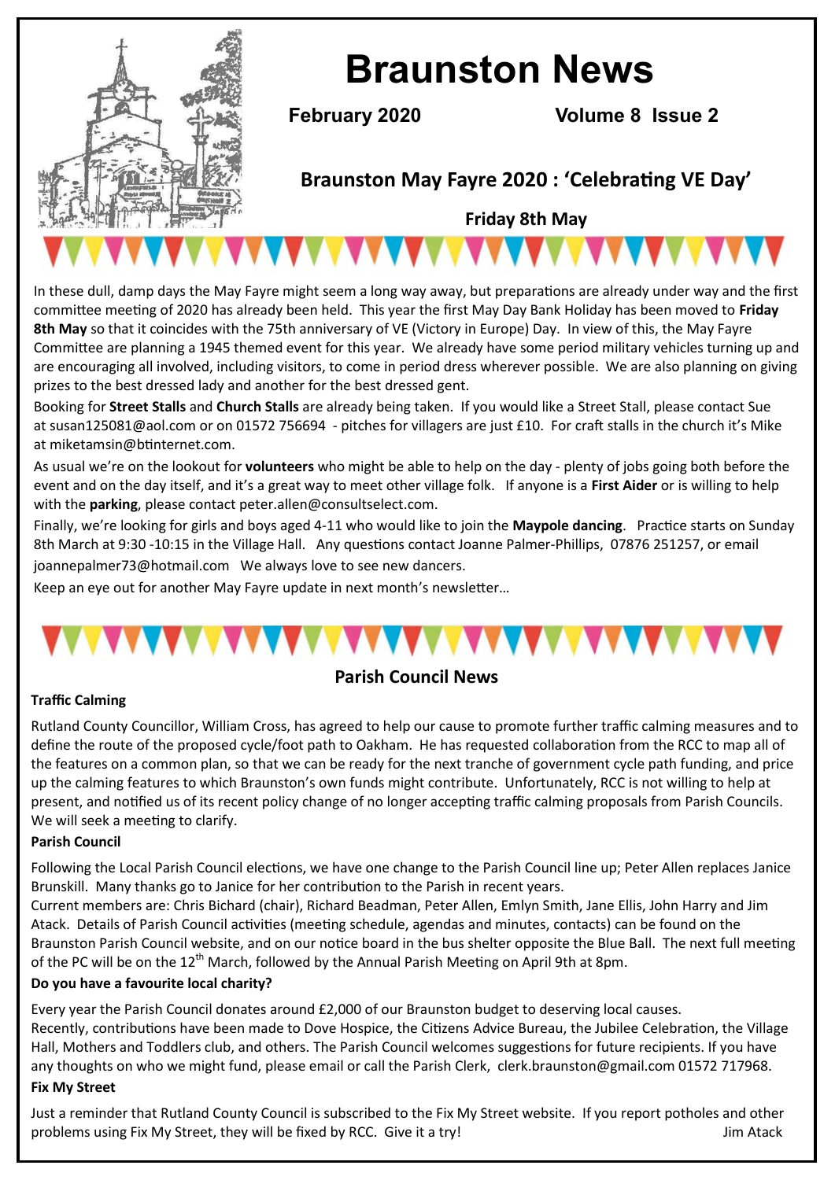# Braunston News

**February 2020** **Volume 8 Issue 2**

## Braunston May Fayre 2020 : 'Celebrating VE Day'

**Friday 8th May**

In these dull, damp days the May Fayre might seem a long way away, but preparations are already under way and the first committee meeting of 2020 has already been held. This year the first May Day Bank Holiday has been moved to **Friday 8th May** so that it coincides with the 75th anniversary of VE (Victory in Europe) Day. In view of this, the May Fayre Committee are planning a 1945 themed event for this year. We already have some period military vehicles turning up and are encouraging all involved, including visitors, to come in period dress wherever possible. We are also planning on giving prizes to the best dressed lady and another for the best dressed gent.

Booking for **Street Stalls** and **Church Stalls** are already being taken. If you would like a Street Stall, please contact Sue at susan125081@aol.com or on 01572 756694 - pitches for villagers are just £10. For craft stalls in the church it's Mike at miketamsin@btinternet.com.

As usual we're on the lookout for **volunteers** who might be able to help on the day - plenty of jobs going both before the event and on the day itself, and it's a great way to meet other village folk. If anyone is a **First Aider** or is willing to help with the **parking**, please contact peter.allen@consultselect.com.

Finally, we're looking for girls and boys aged 4-11 who would like to join the **Maypole dancing**. Practice starts on Sunday 8th March at 9:30 -10:15 in the Village Hall. Any questions contact Joanne Palmer-Phillips, 07876 251257, or email joannepalmer73@hotmail.com We always love to see new dancers.

Keep an eye out for another May Fayre update in next month's newsletter…

## Parish Council News

### Traffic Calming

Rutland County Councillor, William Cross, has agreed to help our cause to promote further traffic calming measures and to define the route of the proposed cycle/foot path to Oakham. He has requested collaboration from the RCC to map all of the features on a common plan, so that we can be ready for the next tranche of government cycle path funding, and price up the calming features to which Braunston's own funds might contribute. Unfortunately, RCC is not willing to help at present, and notified us of its recent policy change of no longer accepting traffic calming proposals from Parish Councils. We will seek a meeting to clarify.

### Parish Council

Following the Local Parish Council elections, we have one change to the Parish Council line up; Peter Allen replaces Janice Brunskill. Many thanks go to Janice for her contribution to the Parish in recent years.

Current members are: Chris Bichard (chair), Richard Beadman, Peter Allen, Emlyn Smith, Jane Ellis, John Harry and Jim Atack. Details of Parish Council activities (meeting schedule, agendas and minutes, contacts) can be found on the Braunston Parish Council website, and on our notice board in the bus shelter opposite the Blue Ball. The next full meeting of the PC will be on the 12th March, followed by the Annual Parish Meeting on April 9th at 8pm.

### Do you have a favourite local charity?

Every year the Parish Council donates around £2,000 of our Braunston budget to deserving local causes.

Recently, contributions have been made to Dove Hospice, the Citizens Advice Bureau, the Jubilee Celebration, the Village Hall, Mothers and Toddlers club, and others. The Parish Council welcomes suggestions for future recipients. If you have any thoughts on who we might fund, please email or call the Parish Clerk, clerk.braunston@gmail.com 01572 717968.

### Fix My Street

Just a reminder that Rutland County Council is subscribed to the Fix My Street website. If you report potholes and other problems using Fix My Street, they will be fixed by RCC. Give it a try!

Jim Atack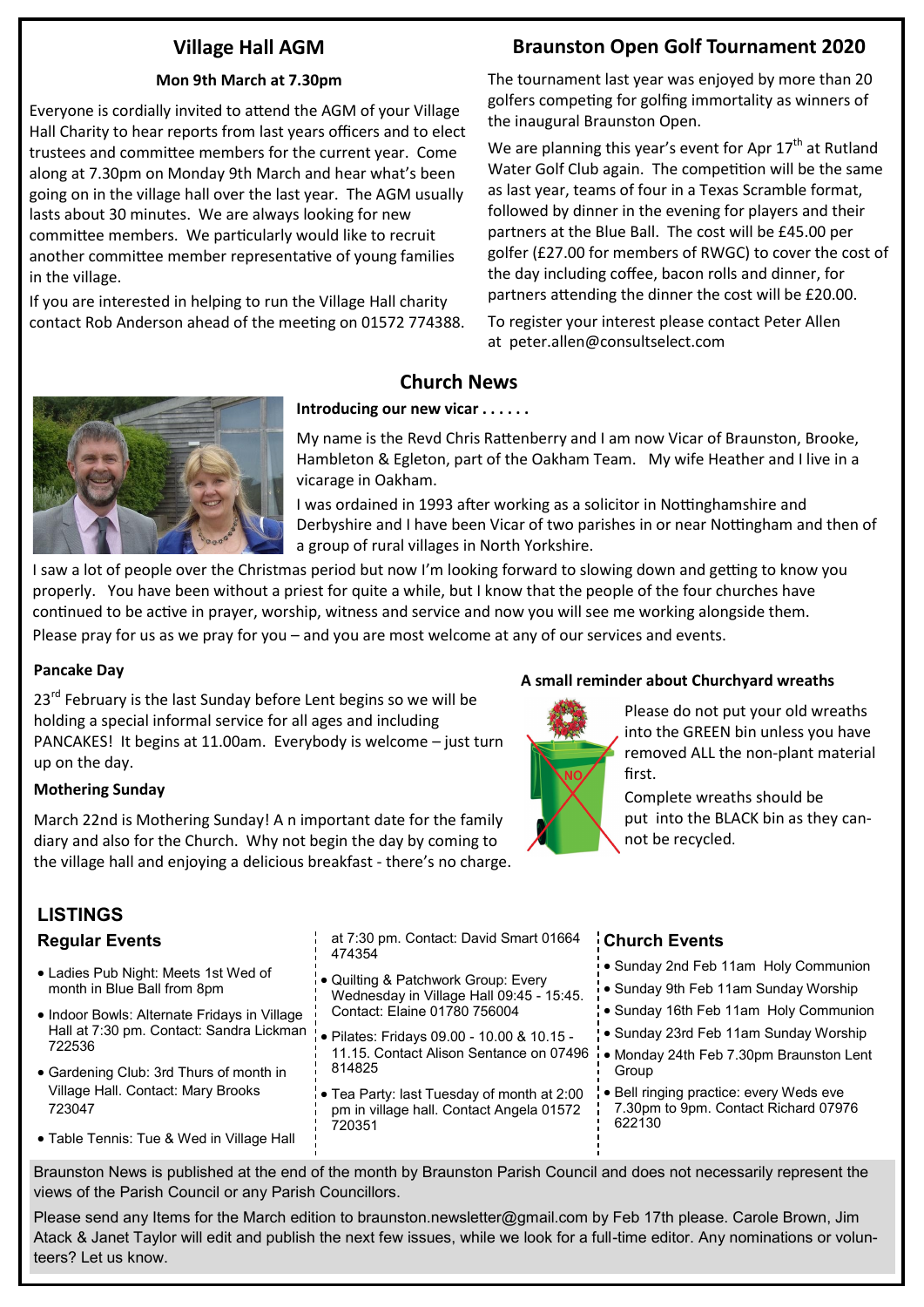## Village Hall AGM

**Mon 9th March at 7.30pm**

Everyone is cordially invited to attend the AGM of your Village Hall Charity to hear reports from last years officers and to elect trustees and committee members for the current year. Come along at 7.30pm on Monday 9th March and hear what's been going on in the village hall over the last year. The AGM usually lasts about 30 minutes. We are always looking for new committee members. We particularly would like to recruit another committee member representative of young families in the village.

If you are interested in helping to run the Village Hall charity contact Rob Anderson ahead of the meeting on 01572 774388.

## Braunston Open Golf Tournament 2020

The tournament last year was enjoyed by more than 20 golfers competing for golfing immortality as winners of the inaugural Braunston Open.

We are planning this year's event for Apr 17th at Rutland Water Golf Club again. The competition will be the same as last year, teams of four in a Texas Scramble format, followed by dinner in the evening for players and their partners at the Blue Ball. The cost will be £45.00 per golfer (£27.00 for members of RWGC) to cover the cost of the day including coffee, bacon rolls and dinner, for partners attending the dinner the cost will be £20.00.

To register your interest please contact Peter Allen at peter.allen@consultselect.com

## Church News

**Introducing our new vicar . . . . . .**

My name is the Revd Chris Rattenberry and I am now Vicar of Braunston, Brooke, Hambleton & Egleton, part of the Oakham Team. My wife Heather and I live in a vicarage in Oakham.

I was ordained in 1993 after working as a solicitor in Nottinghamshire and Derbyshire and I have been Vicar of two parishes in or near Nottingham and then of a group of rural villages in North Yorkshire.

I saw a lot of people over the Christmas period but now I'm looking forward to slowing down and getting to know you properly. You have been without a priest for quite a while, but I know that the people of the four churches have continued to be active in prayer, worship, witness and service and now you will see me working alongside them.

Please pray for us as we pray for you – and you are most welcome at any of our services and events.

**Pancake Day**

23rd February is the last Sunday before Lent begins so we will be holding a special informal service for all ages and including PANCAKES! It begins at 11.00am. Everybody is welcome – just turn up on the day.

**Mothering Sunday**

March 22nd is Mothering Sunday! A n important date for the family diary and also for the Church. Why not begin the day by coming to the village hall and enjoying a delicious breakfast - there's no charge.

**A small reminder about Churchyard wreaths**

Please do not put your old wreaths into the GREEN bin unless you have removed ALL the non-plant material first.

Complete wreaths should be put into the BLACK bin as they cannot be recycled.

## LISTINGS

### Regular Events

- Ladies Pub Night: Meets 1st Wed of month in Blue Ball from 8pm
- Indoor Bowls: Alternate Fridays in Village Hall at 7:30 pm. Contact: Sandra Lickman 722536
- Gardening Club: 3rd Thurs of month in Village Hall. Contact: Mary Brooks 723047
- Table Tennis: Tue & Wed in Village Hall at 7:30 pm. Contact: David Smart 01664 474354
- Quilting & Patchwork Group: Every Wednesday in Village Hall 09:45 - 15:45. Contact: Elaine 01780 756004
- Pilates: Fridays 09.00 - 10.00 & 10.15 - 11.15. Contact Alison Sentance on 07496 814825
- Tea Party: last Tuesday of month at 2:00 pm in village hall. Contact Angela 01572 720351

### Church Events

- Sunday 2nd Feb 11am Holy Communion
- Sunday 9th Feb 11am Sunday Worship
- Sunday 16th Feb 11am Holy Communion
- Sunday 23rd Feb 11am Sunday Worship
- Monday 24th Feb 7.30pm Braunston Lent Group
- Bell ringing practice: every Weds eve 7.30pm to 9pm. Contact Richard 07976 622130

Braunston News is published at the end of the month by Braunston Parish Council and does not necessarily represent the views of the Parish Council or any Parish Councillors.

Please send any Items for the March edition to braunston.newsletter@gmail.com by Feb 17th please. Carole Brown, Jim Atack & Janet Taylor will edit and publish the next few issues, while we look for a full-time editor. Any nominations or volunteers? Let us know.